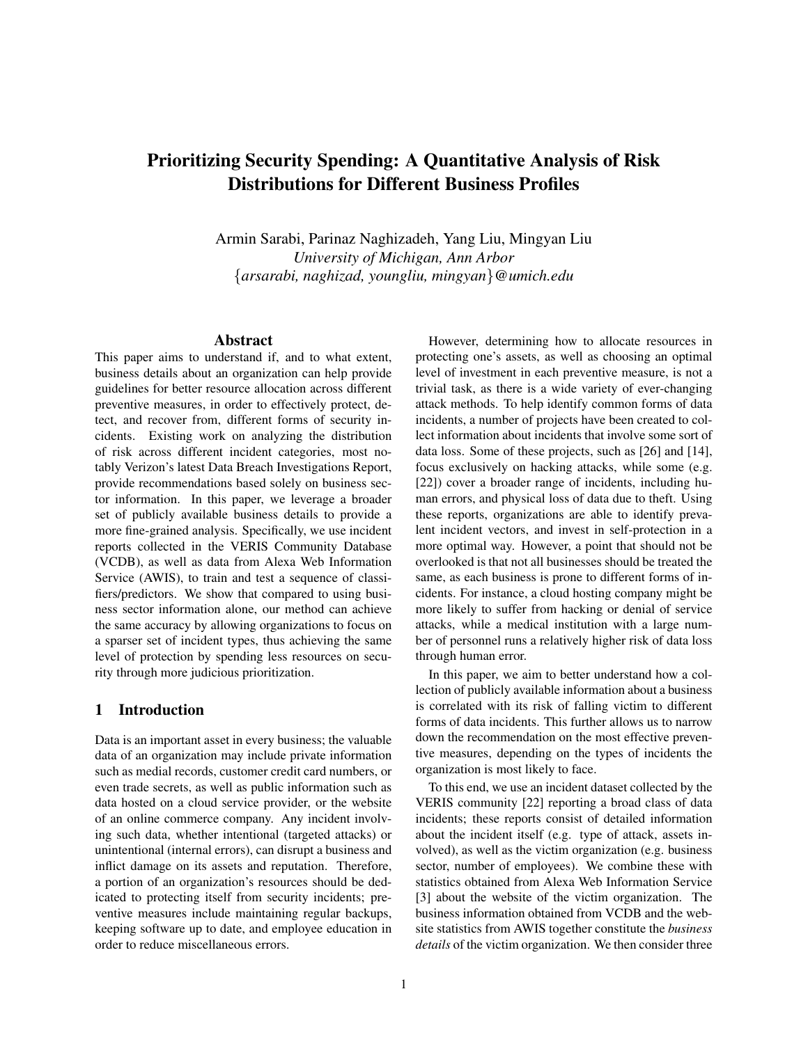# Prioritizing Security Spending: A Quantitative Analysis of Risk Distributions for Different Business Profiles

Armin Sarabi, Parinaz Naghizadeh, Yang Liu, Mingyan Liu

*University of Michigan, Ann Arbor*

{*arsarabi, naghizad, youngliu, mingyan*}*@umich.edu*

## Abstract

This paper aims to understand if, and to what extent, business details about an organization can help provide guidelines for better resource allocation across different preventive measures, in order to effectively protect, detect, and recover from, different forms of security incidents. Existing work on analyzing the distribution of risk across different incident categories, most notably Verizon's latest Data Breach Investigations Report, provide recommendations based solely on business sector information. In this paper, we leverage a broader set of publicly available business details to provide a more fine-grained analysis. Specifically, we use incident reports collected in the VERIS Community Database (VCDB), as well as data from Alexa Web Information Service (AWIS), to train and test a sequence of classifiers/predictors. We show that compared to using business sector information alone, our method can achieve the same accuracy by allowing organizations to focus on a sparser set of incident types, thus achieving the same level of protection by spending less resources on security through more judicious prioritization.

## 1 Introduction

Data is an important asset in every business; the valuable data of an organization may include private information such as medial records, customer credit card numbers, or even trade secrets, as well as public information such as data hosted on a cloud service provider, or the website of an online commerce company. Any incident involving such data, whether intentional (targeted attacks) or unintentional (internal errors), can disrupt a business and inflict damage on its assets and reputation. Therefore, a portion of an organization's resources should be dedicated to protecting itself from security incidents; preventive measures include maintaining regular backups, keeping software up to date, and employee education in order to reduce miscellaneous errors.

However, determining how to allocate resources in protecting one's assets, as well as choosing an optimal level of investment in each preventive measure, is not a trivial task, as there is a wide variety of ever-changing attack methods. To help identify common forms of data incidents, a number of projects have been created to collect information about incidents that involve some sort of data loss. Some of these projects, such as [26] and [14], focus exclusively on hacking attacks, while some (e.g. [22]) cover a broader range of incidents, including human errors, and physical loss of data due to theft. Using these reports, organizations are able to identify prevalent incident vectors, and invest in self-protection in a more optimal way. However, a point that should not be overlooked is that not all businesses should be treated the same, as each business is prone to different forms of incidents. For instance, a cloud hosting company might be more likely to suffer from hacking or denial of service attacks, while a medical institution with a large number of personnel runs a relatively higher risk of data loss through human error.

In this paper, we aim to better understand how a collection of publicly available information about a business is correlated with its risk of falling victim to different forms of data incidents. This further allows us to narrow down the recommendation on the most effective preventive measures, depending on the types of incidents the organization is most likely to face.

To this end, we use an incident dataset collected by the VERIS community [22] reporting a broad class of data incidents; these reports consist of detailed information about the incident itself (e.g. type of attack, assets involved), as well as the victim organization (e.g. business sector, number of employees). We combine these with statistics obtained from Alexa Web Information Service [3] about the website of the victim organization. The business information obtained from VCDB and the website statistics from AWIS together constitute the *business details* of the victim organization. We then consider three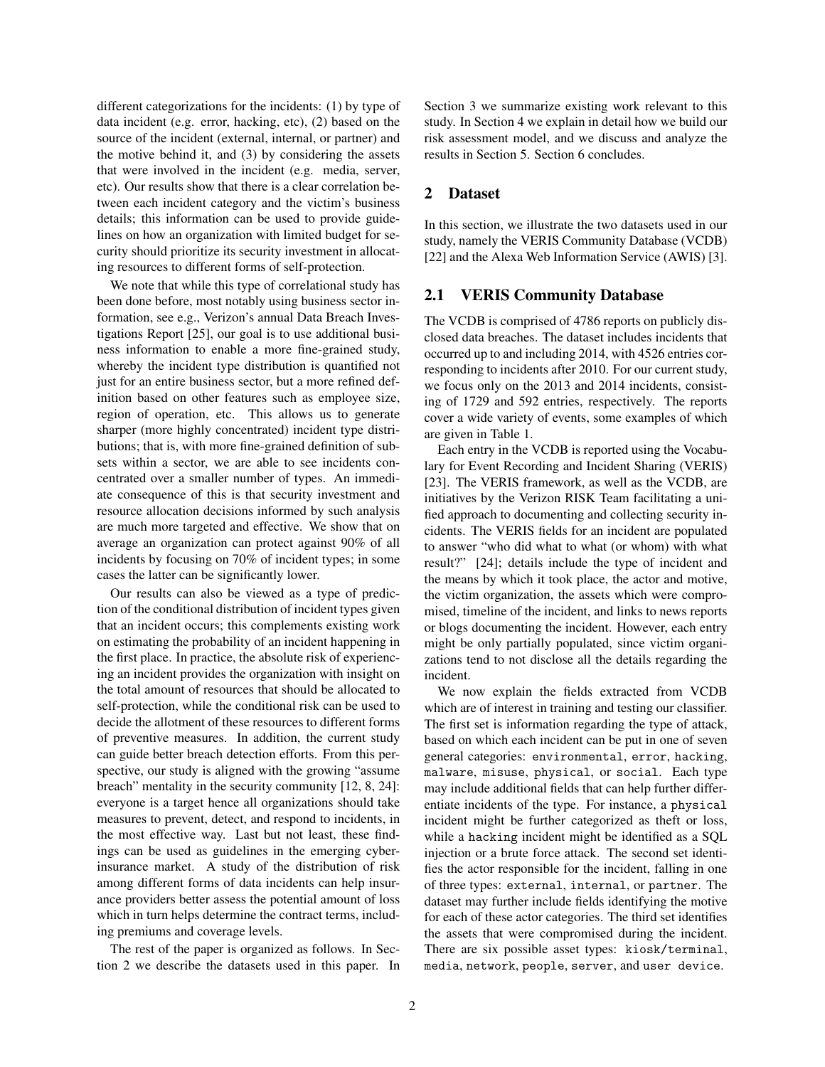different categorizations for the incidents: (1) by type of data incident (e.g. error, hacking, etc), (2) based on the source of the incident (external, internal, or partner) and the motive behind it, and (3) by considering the assets that were involved in the incident (e.g. media, server, etc). Our results show that there is a clear correlation between each incident category and the victim's business details; this information can be used to provide guidelines on how an organization with limited budget for security should prioritize its security investment in allocating resources to different forms of self-protection.

We note that while this type of correlational study has been done before, most notably using business sector information, see e.g., Verizon's annual Data Breach Investigations Report [25], our goal is to use additional business information to enable a more fine-grained study, whereby the incident type distribution is quantified not just for an entire business sector, but a more refined definition based on other features such as employee size, region of operation, etc. This allows us to generate sharper (more highly concentrated) incident type distributions; that is, with more fine-grained definition of subsets within a sector, we are able to see incidents concentrated over a smaller number of types. An immediate consequence of this is that security investment and resource allocation decisions informed by such analysis are much more targeted and effective. We show that on average an organization can protect against 90% of all incidents by focusing on 70% of incident types; in some cases the latter can be significantly lower.

Our results can also be viewed as a type of prediction of the conditional distribution of incident types given that an incident occurs; this complements existing work on estimating the probability of an incident happening in the first place. In practice, the absolute risk of experiencing an incident provides the organization with insight on the total amount of resources that should be allocated to self-protection, while the conditional risk can be used to decide the allotment of these resources to different forms of preventive measures. In addition, the current study can guide better breach detection efforts. From this perspective, our study is aligned with the growing "assume breach" mentality in the security community [12, 8, 24]: everyone is a target hence all organizations should take measures to prevent, detect, and respond to incidents, in the most effective way. Last but not least, these findings can be used as guidelines in the emerging cyber-insurance market. A study of the distribution of risk among different forms of data incidents can help insurance providers better assess the potential amount of loss which in turn helps determine the contract terms, including premiums and coverage levels.

The rest of the paper is organized as follows. In Section 2 we describe the datasets used in this paper. In Section 3 we summarize existing work relevant to this study. In Section 4 we explain in detail how we build our risk assessment model, and we discuss and analyze the results in Section 5. Section 6 concludes.

## 2 Dataset

In this section, we illustrate the two datasets used in our study, namely the VERIS Community Database (VCDB) [22] and the Alexa Web Information Service (AWIS) [3].

### 2.1 VERIS Community Database

The VCDB is comprised of 4786 reports on publicly disclosed data breaches. The dataset includes incidents that occurred up to and including 2014, with 4526 entries corresponding to incidents after 2010. For our current study, we focus only on the 2013 and 2014 incidents, consisting of 1729 and 592 entries, respectively. The reports cover a wide variety of events, some examples of which are given in Table 1.

Each entry in the VCDB is reported using the Vocabulary for Event Recording and Incident Sharing (VERIS) [23]. The VERIS framework, as well as the VCDB, are initiatives by the Verizon RISK Team facilitating a unified approach to documenting and collecting security incidents. The VERIS fields for an incident are populated to answer "who did what to what (or whom) with what result?" [24]; details include the type of incident and the means by which it took place, the actor and motive, the victim organization, the assets which were compromised, timeline of the incident, and links to news reports or blogs documenting the incident. However, each entry might be only partially populated, since victim organizations tend to not disclose all the details regarding the incident.

We now explain the fields extracted from VCDB which are of interest in training and testing our classifier. The first set is information regarding the type of attack, based on which each incident can be put in one of seven general categories: `environmental`, `error`, `hacking`, `malware`, `misuse`, `physical`, or `social`. Each type may include additional fields that can help further differentiate incidents of the type. For instance, a `physical` incident might be further categorized as theft or loss, while a `hacking` incident might be identified as a SQL injection or a brute force attack. The second set identifies the actor responsible for the incident, falling in one of three types: `external`, `internal`, or `partner`. The dataset may further include fields identifying the motive for each of these actor categories. The third set identifies the assets that were compromised during the incident. There are six possible asset types: `kiosk/terminal`, `media`, `network`, `people`, `server`, and `user device`.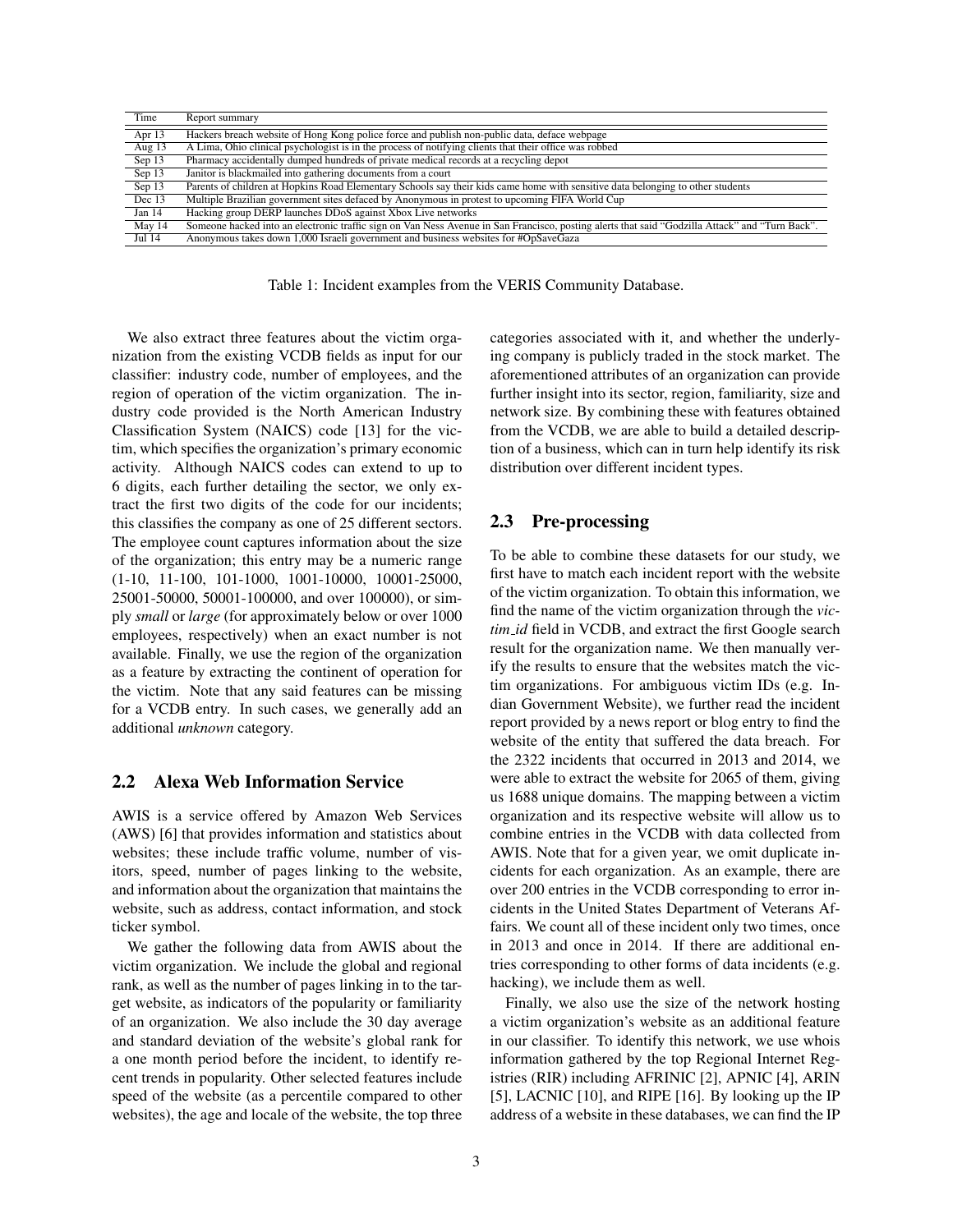| Time | Report summary |
|---|---|
| Apr 13 | Hackers breach website of Hong Kong police force and publish non-public data, deface webpage |
| Aug 13 | A Lima, Ohio clinical psychologist is in the process of notifying clients that their office was robbed |
| Sep 13 | Pharmacy accidentally dumped hundreds of private medical records at a recycling depot |
| Sep 13 | Janitor is blackmailed into gathering documents from a court |
| Sep 13 | Parents of children at Hopkins Road Elementary Schools say their kids came home with sensitive data belonging to other students |
| Dec 13 | Multiple Brazilian government sites defaced by Anonymous in protest to upcoming FIFA World Cup |
| Jan 14 | Hacking group DERP launches DDoS against Xbox Live networks |
| May 14 | Someone hacked into an electronic traffic sign on Van Ness Avenue in San Francisco, posting alerts that said "Godzilla Attack" and "Turn Back". |
| Jul 14 | Anonymous takes down 1,000 Israeli government and business websites for #OpSaveGaza |

Table 1: Incident examples from the VERIS Community Database.

We also extract three features about the victim organization from the existing VCDB fields as input for our classifier: industry code, number of employees, and the region of operation of the victim organization. The industry code provided is the North American Industry Classification System (NAICS) code [13] for the victim, which specifies the organization's primary economic activity. Although NAICS codes can extend to up to 6 digits, each further detailing the sector, we only extract the first two digits of the code for our incidents; this classifies the company as one of 25 different sectors. The employee count captures information about the size of the organization; this entry may be a numeric range (1-10, 11-100, 101-1000, 1001-10000, 10001-25000, 25001-50000, 50001-100000, and over 100000), or simply *small* or *large* (for approximately below or over 1000 employees, respectively) when an exact number is not available. Finally, we use the region of the organization as a feature by extracting the continent of operation for the victim. Note that any said features can be missing for a VCDB entry. In such cases, we generally add an additional *unknown* category.

## 2.2 Alexa Web Information Service

AWIS is a service offered by Amazon Web Services (AWS) [6] that provides information and statistics about websites; these include traffic volume, number of visitors, speed, number of pages linking to the website, and information about the organization that maintains the website, such as address, contact information, and stock ticker symbol.

We gather the following data from AWIS about the victim organization. We include the global and regional rank, as well as the number of pages linking in to the target website, as indicators of the popularity or familiarity of an organization. We also include the 30 day average and standard deviation of the website's global rank for a one month period before the incident, to identify recent trends in popularity. Other selected features include speed of the website (as a percentile compared to other websites), the age and locale of the website, the top three categories associated with it, and whether the underlying company is publicly traded in the stock market. The aforementioned attributes of an organization can provide further insight into its sector, region, familiarity, size and network size. By combining these with features obtained from the VCDB, we are able to build a detailed description of a business, which can in turn help identify its risk distribution over different incident types.

## 2.3 Pre-processing

To be able to combine these datasets for our study, we first have to match each incident report with the website of the victim organization. To obtain this information, we find the name of the victim organization through the *victim_id* field in VCDB, and extract the first Google search result for the organization name. We then manually verify the results to ensure that the websites match the victim organizations. For ambiguous victim IDs (e.g. Indian Government Website), we further read the incident report provided by a news report or blog entry to find the website of the entity that suffered the data breach. For the 2322 incidents that occurred in 2013 and 2014, we were able to extract the website for 2065 of them, giving us 1688 unique domains. The mapping between a victim organization and its respective website will allow us to combine entries in the VCDB with data collected from AWIS. Note that for a given year, we omit duplicate incidents for each organization. As an example, there are over 200 entries in the VCDB corresponding to error incidents in the United States Department of Veterans Affairs. We count all of these incident only two times, once in 2013 and once in 2014. If there are additional entries corresponding to other forms of data incidents (e.g. hacking), we include them as well.

Finally, we also use the size of the network hosting a victim organization's website as an additional feature in our classifier. To identify this network, we use whois information gathered by the top Regional Internet Registries (RIR) including AFRINIC [2], APNIC [4], ARIN [5], LACNIC [10], and RIPE [16]. By looking up the IP address of a website in these databases, we can find the IP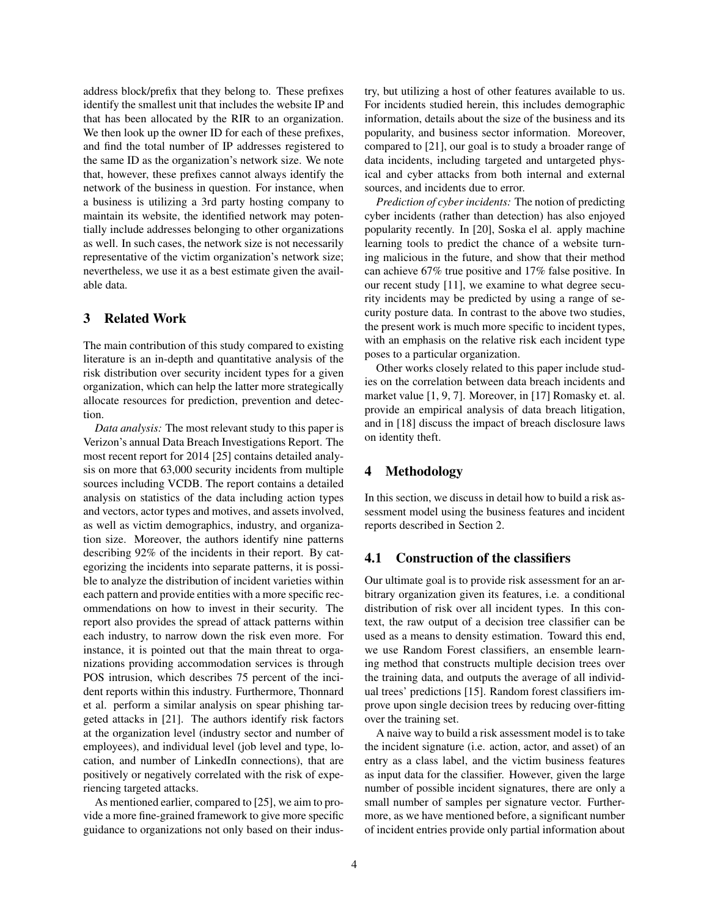address block/prefix that they belong to. These prefixes identify the smallest unit that includes the website IP and that has been allocated by the RIR to an organization. We then look up the owner ID for each of these prefixes, and find the total number of IP addresses registered to the same ID as the organization's network size. We note that, however, these prefixes cannot always identify the network of the business in question. For instance, when a business is utilizing a 3rd party hosting company to maintain its website, the identified network may potentially include addresses belonging to other organizations as well. In such cases, the network size is not necessarily representative of the victim organization's network size; nevertheless, we use it as a best estimate given the available data.

## 3 Related Work

The main contribution of this study compared to existing literature is an in-depth and quantitative analysis of the risk distribution over security incident types for a given organization, which can help the latter more strategically allocate resources for prediction, prevention and detection.

*Data analysis:* The most relevant study to this paper is Verizon's annual Data Breach Investigations Report. The most recent report for 2014 [25] contains detailed analysis on more that 63,000 security incidents from multiple sources including VCDB. The report contains a detailed analysis on statistics of the data including action types and vectors, actor types and motives, and assets involved, as well as victim demographics, industry, and organization size. Moreover, the authors identify nine patterns describing 92% of the incidents in their report. By categorizing the incidents into separate patterns, it is possible to analyze the distribution of incident varieties within each pattern and provide entities with a more specific recommendations on how to invest in their security. The report also provides the spread of attack patterns within each industry, to narrow down the risk even more. For instance, it is pointed out that the main threat to organizations providing accommodation services is through POS intrusion, which describes 75 percent of the incident reports within this industry. Furthermore, Thonnard et al. perform a similar analysis on spear phishing targeted attacks in [21]. The authors identify risk factors at the organization level (industry sector and number of employees), and individual level (job level and type, location, and number of LinkedIn connections), that are positively or negatively correlated with the risk of experiencing targeted attacks.

As mentioned earlier, compared to [25], we aim to provide a more fine-grained framework to give more specific guidance to organizations not only based on their industry, but utilizing a host of other features available to us. For incidents studied herein, this includes demographic information, details about the size of the business and its popularity, and business sector information. Moreover, compared to [21], our goal is to study a broader range of data incidents, including targeted and untargeted physical and cyber attacks from both internal and external sources, and incidents due to error.

*Prediction of cyber incidents:* The notion of predicting cyber incidents (rather than detection) has also enjoyed popularity recently. In [20], Soska el al. apply machine learning tools to predict the chance of a website turning malicious in the future, and show that their method can achieve 67% true positive and 17% false positive. In our recent study [11], we examine to what degree security incidents may be predicted by using a range of security posture data. In contrast to the above two studies, the present work is much more specific to incident types, with an emphasis on the relative risk each incident type poses to a particular organization.

Other works closely related to this paper include studies on the correlation between data breach incidents and market value [1, 9, 7]. Moreover, in [17] Romasky et. al. provide an empirical analysis of data breach litigation, and in [18] discuss the impact of breach disclosure laws on identity theft.

## 4 Methodology

In this section, we discuss in detail how to build a risk assessment model using the business features and incident reports described in Section 2.

### 4.1 Construction of the classifiers

Our ultimate goal is to provide risk assessment for an arbitrary organization given its features, i.e. a conditional distribution of risk over all incident types. In this context, the raw output of a decision tree classifier can be used as a means to density estimation. Toward this end, we use Random Forest classifiers, an ensemble learning method that constructs multiple decision trees over the training data, and outputs the average of all individual trees' predictions [15]. Random forest classifiers improve upon single decision trees by reducing over-fitting over the training set.

A naive way to build a risk assessment model is to take the incident signature (i.e. action, actor, and asset) of an entry as a class label, and the victim business features as input data for the classifier. However, given the large number of possible incident signatures, there are only a small number of samples per signature vector. Furthermore, as we have mentioned before, a significant number of incident entries provide only partial information about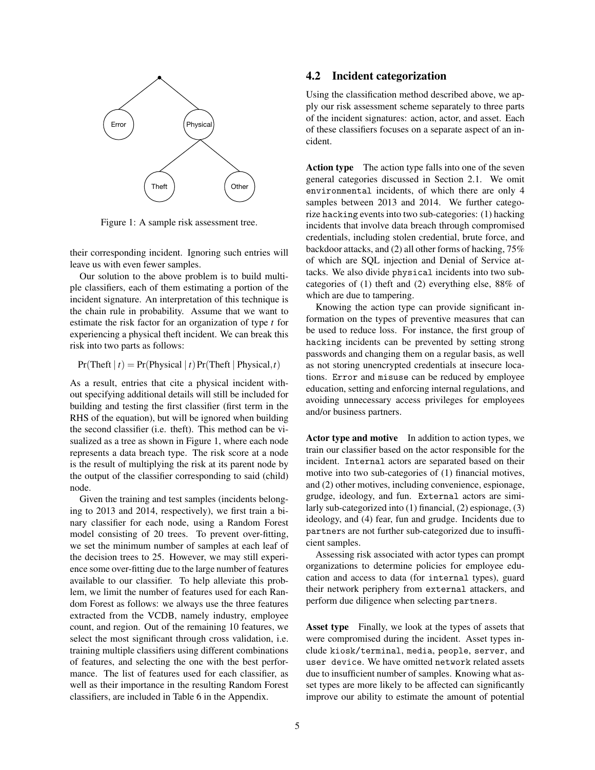Figure 1: A sample risk assessment tree.

their corresponding incident. Ignoring such entries will leave us with even fewer samples.

Our solution to the above problem is to build multiple classifiers, each of them estimating a portion of the incident signature. An interpretation of this technique is the chain rule in probability. Assume that we want to estimate the risk factor for an organization of type $t$ for experiencing a physical theft incident. We can break this risk into two parts as follows:

$$\Pr(\text{Theft} \mid t) = \Pr(\text{Physical} \mid t) \Pr(\text{Theft} \mid \text{Physical}, t)$$

As a result, entries that cite a physical incident without specifying additional details will still be included for building and testing the first classifier (first term in the RHS of the equation), but will be ignored when building the second classifier (i.e. theft). This method can be visualized as a tree as shown in Figure 1, where each node represents a data breach type. The risk score at a node is the result of multiplying the risk at its parent node by the output of the classifier corresponding to said (child) node.

Given the training and test samples (incidents belonging to 2013 and 2014, respectively), we first train a binary classifier for each node, using a Random Forest model consisting of 20 trees. To prevent over-fitting, we set the minimum number of samples at each leaf of the decision trees to 25. However, we may still experience some over-fitting due to the large number of features available to our classifier. To help alleviate this problem, we limit the number of features used for each Random Forest as follows: we always use the three features extracted from the VCDB, namely industry, employee count, and region. Out of the remaining 10 features, we select the most significant through cross validation, i.e. training multiple classifiers using different combinations of features, and selecting the one with the best performance. The list of features used for each classifier, as well as their importance in the resulting Random Forest classifiers, are included in Table 6 in the Appendix.

## 4.2 Incident categorization

Using the classification method described above, we apply our risk assessment scheme separately to three parts of the incident signatures: action, actor, and asset. Each of these classifiers focuses on a separate aspect of an incident.

**Action type** The action type falls into one of the seven general categories discussed in Section 2.1. We omit `environmental` incidents, of which there are only 4 samples between 2013 and 2014. We further categorize `hacking` events into two sub-categories: (1) hacking incidents that involve data breach through compromised credentials, including stolen credential, brute force, and backdoor attacks, and (2) all other forms of hacking, 75% of which are SQL injection and Denial of Service attacks. We also divide `physical` incidents into two sub-categories of (1) theft and (2) everything else, 88% of which are due to tampering.

Knowing the action type can provide significant information on the types of preventive measures that can be used to reduce loss. For instance, the first group of `hacking` incidents can be prevented by setting strong passwords and changing them on a regular basis, as well as not storing unencrypted credentials at insecure locations. `Error` and `misuse` can be reduced by employee education, setting and enforcing internal regulations, and avoiding unnecessary access privileges for employees and/or business partners.

**Actor type and motive** In addition to action types, we train our classifier based on the actor responsible for the incident. `Internal` actors are separated based on their motive into two sub-categories of (1) financial motives, and (2) other motives, including convenience, espionage, grudge, ideology, and fun. `External` actors are similarly sub-categorized into (1) financial, (2) espionage, (3) ideology, and (4) fear, fun and grudge. Incidents due to `partners` are not further sub-categorized due to insufficient samples.

Assessing risk associated with actor types can prompt organizations to determine policies for employee education and access to data (for `internal` types), guard their network periphery from `external` attackers, and perform due diligence when selecting `partners`.

**Asset type** Finally, we look at the types of assets that were compromised during the incident. Asset types include `kiosk/terminal`, `media`, `people`, `server`, and `user device`. We have omitted `network` related assets due to insufficient number of samples. Knowing what asset types are more likely to be affected can significantly improve our ability to estimate the amount of potential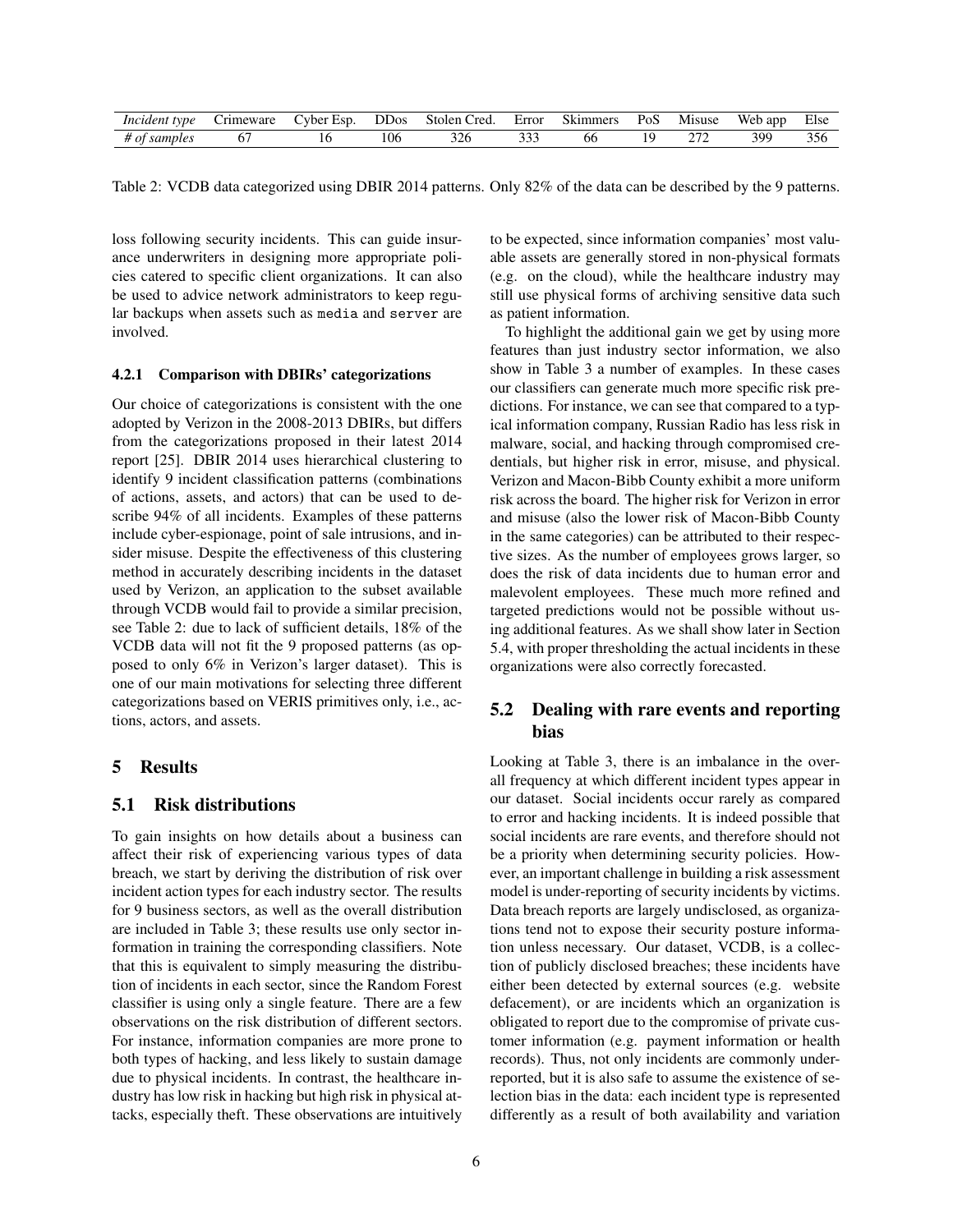| *Incident type* | Crimeware | Cyber Esp. | DDos | Stolen Cred. | Error | Skimmers | PoS | Misuse | Web app | Else |
|---|---|---|---|---|---|---|---|---|---|---|
| *# of samples* | 67 | 16 | 106 | 326 | 333 | 66 | 19 | 272 | 399 | 356 |

Table 2: VCDB data categorized using DBIR 2014 patterns. Only 82% of the data can be described by the 9 patterns.

loss following security incidents. This can guide insurance underwriters in designing more appropriate policies catered to specific client organizations. It can also be used to advice network administrators to keep regular backups when assets such as `media` and `server` are involved.

#### 4.2.1 Comparison with DBIRs' categorizations

Our choice of categorizations is consistent with the one adopted by Verizon in the 2008-2013 DBIRs, but differs from the categorizations proposed in their latest 2014 report [25]. DBIR 2014 uses hierarchical clustering to identify 9 incident classification patterns (combinations of actions, assets, and actors) that can be used to describe 94% of all incidents. Examples of these patterns include cyber-espionage, point of sale intrusions, and insider misuse. Despite the effectiveness of this clustering method in accurately describing incidents in the dataset used by Verizon, an application to the subset available through VCDB would fail to provide a similar precision, see Table 2: due to lack of sufficient details, 18% of the VCDB data will not fit the 9 proposed patterns (as opposed to only 6% in Verizon's larger dataset). This is one of our main motivations for selecting three different categorizations based on VERIS primitives only, i.e., actions, actors, and assets.

## 5 Results

### 5.1 Risk distributions

To gain insights on how details about a business can affect their risk of experiencing various types of data breach, we start by deriving the distribution of risk over incident action types for each industry sector. The results for 9 business sectors, as well as the overall distribution are included in Table 3; these results use only sector information in training the corresponding classifiers. Note that this is equivalent to simply measuring the distribution of incidents in each sector, since the Random Forest classifier is using only a single feature. There are a few observations on the risk distribution of different sectors. For instance, information companies are more prone to both types of hacking, and less likely to sustain damage due to physical incidents. In contrast, the healthcare industry has low risk in hacking but high risk in physical attacks, especially theft. These observations are intuitively to be expected, since information companies' most valuable assets are generally stored in non-physical formats (e.g. on the cloud), while the healthcare industry may still use physical forms of archiving sensitive data such as patient information.

To highlight the additional gain we get by using more features than just industry sector information, we also show in Table 3 a number of examples. In these cases our classifiers can generate much more specific risk predictions. For instance, we can see that compared to a typical information company, Russian Radio has less risk in malware, social, and hacking through compromised credentials, but higher risk in error, misuse, and physical. Verizon and Macon-Bibb County exhibit a more uniform risk across the board. The higher risk for Verizon in error and misuse (also the lower risk of Macon-Bibb County in the same categories) can be attributed to their respective sizes. As the number of employees grows larger, so does the risk of data incidents due to human error and malevolent employees. These much more refined and targeted predictions would not be possible without using additional features. As we shall show later in Section 5.4, with proper thresholding the actual incidents in these organizations were also correctly forecasted.

### 5.2 Dealing with rare events and reporting bias

Looking at Table 3, there is an imbalance in the overall frequency at which different incident types appear in our dataset. Social incidents occur rarely as compared to error and hacking incidents. It is indeed possible that social incidents are rare events, and therefore should not be a priority when determining security policies. However, an important challenge in building a risk assessment model is under-reporting of security incidents by victims. Data breach reports are largely undisclosed, as organizations tend not to expose their security posture information unless necessary. Our dataset, VCDB, is a collection of publicly disclosed breaches; these incidents have either been detected by external sources (e.g. website defacement), or are incidents which an organization is obligated to report due to the compromise of private customer information (e.g. payment information or health records). Thus, not only incidents are commonly under-reported, but it is also safe to assume the existence of selection bias in the data: each incident type is represented differently as a result of both availability and variation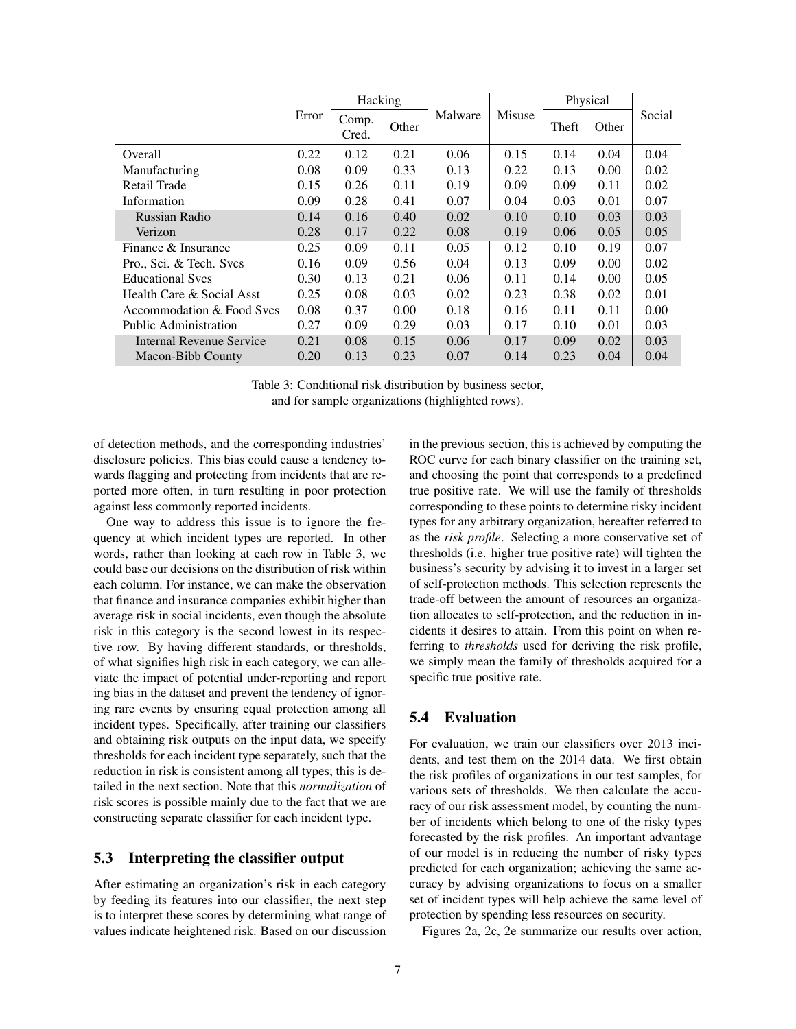| | Error | Hacking | | Malware | Misuse | Physical | | Social |
|---|---|---|---|---|---|---|---|---|
| | | Comp. Cred. | Other | | | Theft | Other | |
| Overall | 0.22 | 0.12 | 0.21 | 0.06 | 0.15 | 0.14 | 0.04 | 0.04 |
| Manufacturing | 0.08 | 0.09 | 0.33 | 0.13 | 0.22 | 0.13 | 0.00 | 0.02 |
| Retail Trade | 0.15 | 0.26 | 0.11 | 0.19 | 0.09 | 0.09 | 0.11 | 0.02 |
| Information | 0.09 | 0.28 | 0.41 | 0.07 | 0.04 | 0.03 | 0.01 | 0.07 |
| Russian Radio | 0.14 | 0.16 | 0.40 | 0.02 | 0.10 | 0.10 | 0.03 | 0.03 |
| Verizon | 0.28 | 0.17 | 0.22 | 0.08 | 0.19 | 0.06 | 0.05 | 0.05 |
| Finance & Insurance | 0.25 | 0.09 | 0.11 | 0.05 | 0.12 | 0.10 | 0.19 | 0.07 |
| Pro., Sci. & Tech. Svcs | 0.16 | 0.09 | 0.56 | 0.04 | 0.13 | 0.09 | 0.00 | 0.02 |
| Educational Svcs | 0.30 | 0.13 | 0.21 | 0.06 | 0.11 | 0.14 | 0.00 | 0.05 |
| Health Care & Social Asst | 0.25 | 0.08 | 0.03 | 0.02 | 0.23 | 0.38 | 0.02 | 0.01 |
| Accommodation & Food Svcs | 0.08 | 0.37 | 0.00 | 0.18 | 0.16 | 0.11 | 0.11 | 0.00 |
| Public Administration | 0.27 | 0.09 | 0.29 | 0.03 | 0.17 | 0.10 | 0.01 | 0.03 |
| Internal Revenue Service | 0.21 | 0.08 | 0.15 | 0.06 | 0.17 | 0.09 | 0.02 | 0.03 |
| Macon-Bibb County | 0.20 | 0.13 | 0.23 | 0.07 | 0.14 | 0.23 | 0.04 | 0.04 |

Table 3: Conditional risk distribution by business sector, and for sample organizations (highlighted rows).

of detection methods, and the corresponding industries' disclosure policies. This bias could cause a tendency towards flagging and protecting from incidents that are reported more often, in turn resulting in poor protection against less commonly reported incidents.

One way to address this issue is to ignore the frequency at which incident types are reported. In other words, rather than looking at each row in Table 3, we could base our decisions on the distribution of risk within each column. For instance, we can make the observation that finance and insurance companies exhibit higher than average risk in social incidents, even though the absolute risk in this category is the second lowest in its respective row. By having different standards, or thresholds, of what signifies high risk in each category, we can alleviate the impact of potential under-reporting and report ing bias in the dataset and prevent the tendency of ignoring rare events by ensuring equal protection among all incident types. Specifically, after training our classifiers and obtaining risk outputs on the input data, we specify thresholds for each incident type separately, such that the reduction in risk is consistent among all types; this is detailed in the next section. Note that this *normalization* of risk scores is possible mainly due to the fact that we are constructing separate classifier for each incident type.

## 5.3 Interpreting the classifier output

After estimating an organization's risk in each category by feeding its features into our classifier, the next step is to interpret these scores by determining what range of values indicate heightened risk. Based on our discussion in the previous section, this is achieved by computing the ROC curve for each binary classifier on the training set, and choosing the point that corresponds to a predefined true positive rate. We will use the family of thresholds corresponding to these points to determine risky incident types for any arbitrary organization, hereafter referred to as the *risk profile*. Selecting a more conservative set of thresholds (i.e. higher true positive rate) will tighten the business's security by advising it to invest in a larger set of self-protection methods. This selection represents the trade-off between the amount of resources an organization allocates to self-protection, and the reduction in incidents it desires to attain. From this point on when referring to *thresholds* used for deriving the risk profile, we simply mean the family of thresholds acquired for a specific true positive rate.

## 5.4 Evaluation

For evaluation, we train our classifiers over 2013 incidents, and test them on the 2014 data. We first obtain the risk profiles of organizations in our test samples, for various sets of thresholds. We then calculate the accuracy of our risk assessment model, by counting the number of incidents which belong to one of the risky types forecasted by the risk profiles. An important advantage of our model is in reducing the number of risky types predicted for each organization; achieving the same accuracy by advising organizations to focus on a smaller set of incident types will help achieve the same level of protection by spending less resources on security.

Figures 2a, 2c, 2e summarize our results over action,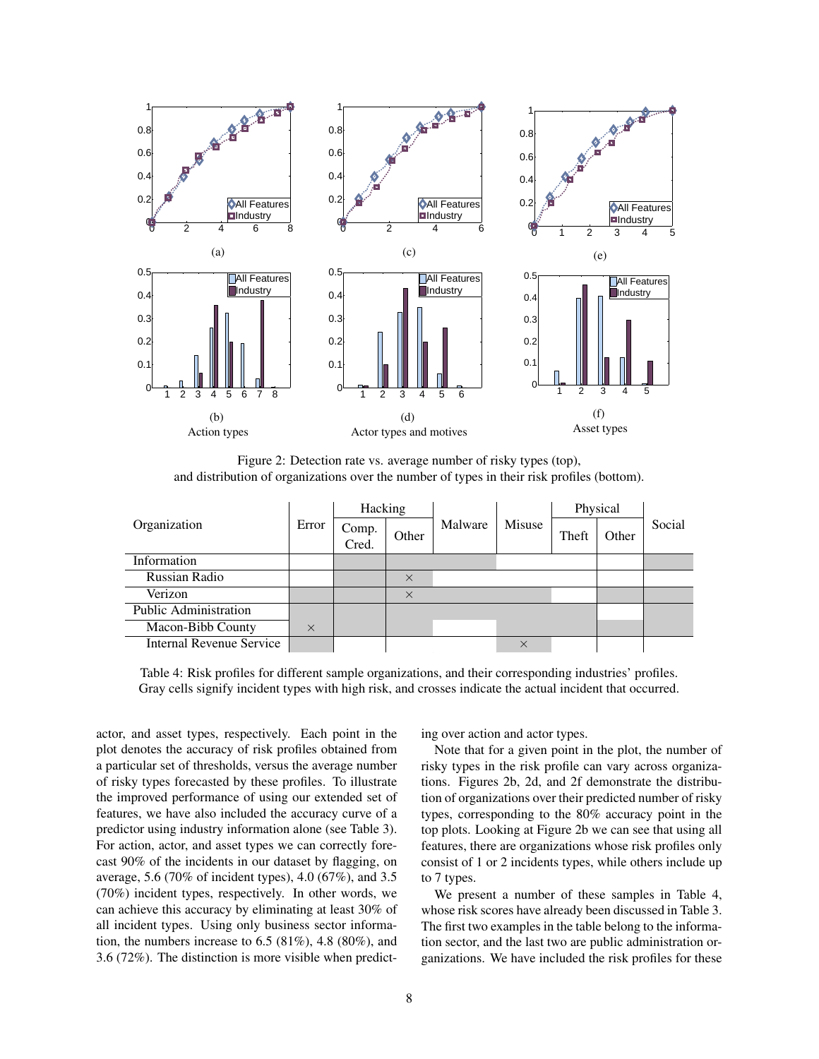Figure 2: Detection rate vs. average number of risky types (top), and distribution of organizations over the number of types in their risk profiles (bottom).

(a), (b) Action types; (c), (d) Actor types and motives; (e), (f) Asset types

| Organization | Error | Hacking | | Malware | Misuse | Physical | | Social |
|---|---|---|---|---|---|---|---|---|
| | | Comp. Cred. | Other | | | Theft | Other | |
| Information | | | | | | | | |
| Russian Radio | | | × | | | | | |
| Verizon | | | × | | | | | |
| Public Administration | | | | | | | | |
| Macon-Bibb County | × | | | | | | | |
| Internal Revenue Service | | | | | × | | | |

Table 4: Risk profiles for different sample organizations, and their corresponding industries' profiles. Gray cells signify incident types with high risk, and crosses indicate the actual incident that occurred.

actor, and asset types, respectively. Each point in the plot denotes the accuracy of risk profiles obtained from a particular set of thresholds, versus the average number of risky types forecasted by these profiles. To illustrate the improved performance of using our extended set of features, we have also included the accuracy curve of a predictor using industry information alone (see Table 3). For action, actor, and asset types we can correctly forecast 90% of the incidents in our dataset by flagging, on average, 5.6 (70% of incident types), 4.0 (67%), and 3.5 (70%) incident types, respectively. In other words, we can achieve this accuracy by eliminating at least 30% of all incident types. Using only business sector information, the numbers increase to 6.5 (81%), 4.8 (80%), and 3.6 (72%). The distinction is more visible when predicting over action and actor types.

Note that for a given point in the plot, the number of risky types in the risk profile can vary across organizations. Figures 2b, 2d, and 2f demonstrate the distribution of organizations over their predicted number of risky types, corresponding to the 80% accuracy point in the top plots. Looking at Figure 2b we can see that using all features, there are organizations whose risk profiles only consist of 1 or 2 incidents types, while others include up to 7 types.

We present a number of these samples in Table 4, whose risk scores have already been discussed in Table 3. The first two examples in the table belong to the information sector, and the last two are public administration organizations. We have included the risk profiles for these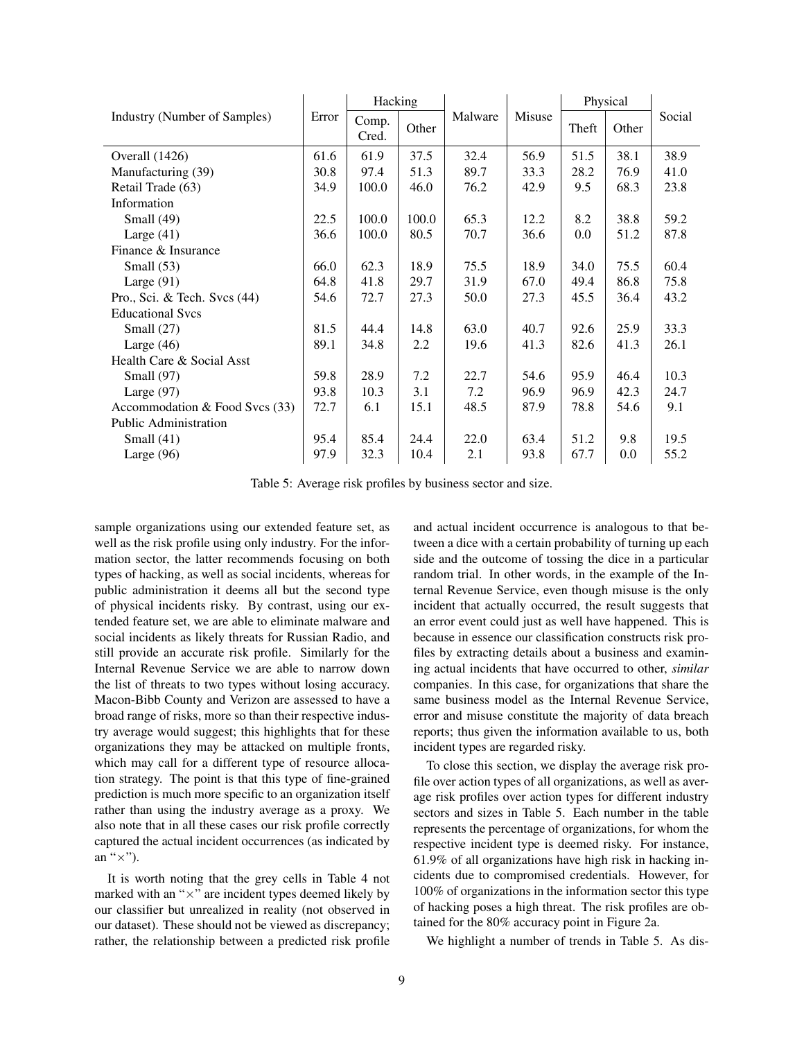| Industry (Number of Samples) | Error | Hacking | | Malware | Misuse | Physical | | Social |
|---|---|---|---|---|---|---|---|---|
| | | Comp. Cred. | Other | | | Theft | Other | |
| Overall (1426) | 61.6 | 61.9 | 37.5 | 32.4 | 56.9 | 51.5 | 38.1 | 38.9 |
| Manufacturing (39) | 30.8 | 97.4 | 51.3 | 89.7 | 33.3 | 28.2 | 76.9 | 41.0 |
| Retail Trade (63) | 34.9 | 100.0 | 46.0 | 76.2 | 42.9 | 9.5 | 68.3 | 23.8 |
| Information | | | | | | | | |
| Small (49) | 22.5 | 100.0 | 100.0 | 65.3 | 12.2 | 8.2 | 38.8 | 59.2 |
| Large (41) | 36.6 | 100.0 | 80.5 | 70.7 | 36.6 | 0.0 | 51.2 | 87.8 |
| Finance & Insurance | | | | | | | | |
| Small (53) | 66.0 | 62.3 | 18.9 | 75.5 | 18.9 | 34.0 | 75.5 | 60.4 |
| Large (91) | 64.8 | 41.8 | 29.7 | 31.9 | 67.0 | 49.4 | 86.8 | 75.8 |
| Pro., Sci. & Tech. Svcs (44) | 54.6 | 72.7 | 27.3 | 50.0 | 27.3 | 45.5 | 36.4 | 43.2 |
| Educational Svcs | | | | | | | | |
| Small (27) | 81.5 | 44.4 | 14.8 | 63.0 | 40.7 | 92.6 | 25.9 | 33.3 |
| Large (46) | 89.1 | 34.8 | 2.2 | 19.6 | 41.3 | 82.6 | 41.3 | 26.1 |
| Health Care & Social Asst | | | | | | | | |
| Small (97) | 59.8 | 28.9 | 7.2 | 22.7 | 54.6 | 95.9 | 46.4 | 10.3 |
| Large (97) | 93.8 | 10.3 | 3.1 | 7.2 | 96.9 | 96.9 | 42.3 | 24.7 |
| Accommodation & Food Svcs (33) | 72.7 | 6.1 | 15.1 | 48.5 | 87.9 | 78.8 | 54.6 | 9.1 |
| Public Administration | | | | | | | | |
| Small (41) | 95.4 | 85.4 | 24.4 | 22.0 | 63.4 | 51.2 | 9.8 | 19.5 |
| Large (96) | 97.9 | 32.3 | 10.4 | 2.1 | 93.8 | 67.7 | 0.0 | 55.2 |

Table 5: Average risk profiles by business sector and size.

sample organizations using our extended feature set, as well as the risk profile using only industry. For the information sector, the latter recommends focusing on both types of hacking, as well as social incidents, whereas for public administration it deems all but the second type of physical incidents risky. By contrast, using our extended feature set, we are able to eliminate malware and social incidents as likely threats for Russian Radio, and still provide an accurate risk profile. Similarly for the Internal Revenue Service we are able to narrow down the list of threats to two types without losing accuracy. Macon-Bibb County and Verizon are assessed to have a broad range of risks, more so than their respective industry average would suggest; this highlights that for these organizations they may be attacked on multiple fronts, which may call for a different type of resource allocation strategy. The point is that this type of fine-grained prediction is much more specific to an organization itself rather than using the industry average as a proxy. We also note that in all these cases our risk profile correctly captured the actual incident occurrences (as indicated by an "×").

It is worth noting that the grey cells in Table 4 not marked with an "×" are incident types deemed likely by our classifier but unrealized in reality (not observed in our dataset). These should not be viewed as discrepancy; rather, the relationship between a predicted risk profile and actual incident occurrence is analogous to that between a dice with a certain probability of turning up each side and the outcome of tossing the dice in a particular random trial. In other words, in the example of the Internal Revenue Service, even though misuse is the only incident that actually occurred, the result suggests that an error event could just as well have happened. This is because in essence our classification constructs risk profiles by extracting details about a business and examining actual incidents that have occurred to other, *similar* companies. In this case, for organizations that share the same business model as the Internal Revenue Service, error and misuse constitute the majority of data breach reports; thus given the information available to us, both incident types are regarded risky.

To close this section, we display the average risk profile over action types of all organizations, as well as average risk profiles over action types for different industry sectors and sizes in Table 5. Each number in the table represents the percentage of organizations, for whom the respective incident type is deemed risky. For instance, 61.9% of all organizations have high risk in hacking incidents due to compromised credentials. However, for 100% of organizations in the information sector this type of hacking poses a high threat. The risk profiles are obtained for the 80% accuracy point in Figure 2a.

We highlight a number of trends in Table 5. As dis-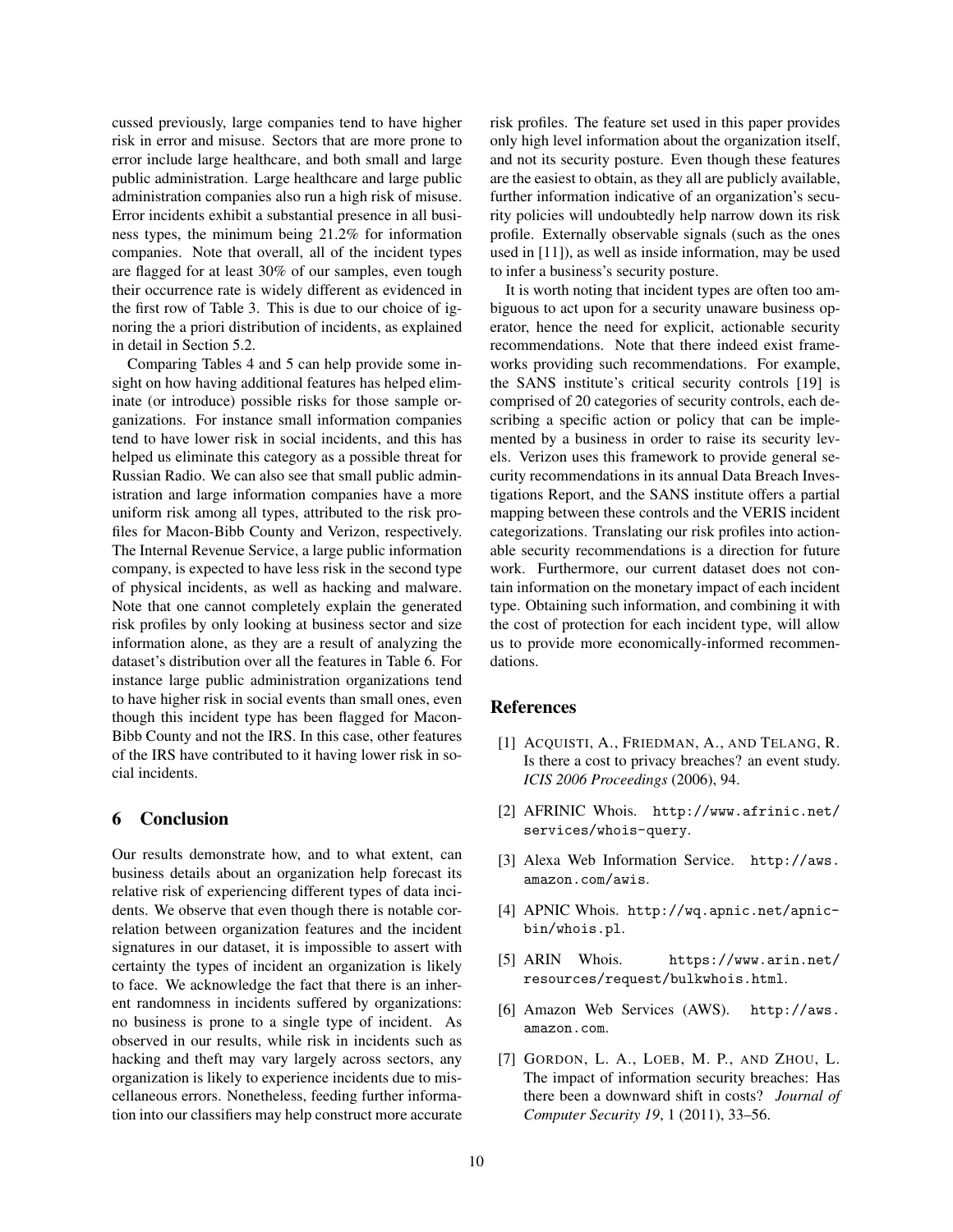cussed previously, large companies tend to have higher risk in error and misuse. Sectors that are more prone to error include large healthcare, and both small and large public administration. Large healthcare and large public administration companies also run a high risk of misuse. Error incidents exhibit a substantial presence in all business types, the minimum being 21.2% for information companies. Note that overall, all of the incident types are flagged for at least 30% of our samples, even tough their occurrence rate is widely different as evidenced in the first row of Table 3. This is due to our choice of ignoring the a priori distribution of incidents, as explained in detail in Section 5.2.

Comparing Tables 4 and 5 can help provide some insight on how having additional features has helped eliminate (or introduce) possible risks for those sample organizations. For instance small information companies tend to have lower risk in social incidents, and this has helped us eliminate this category as a possible threat for Russian Radio. We can also see that small public administration and large information companies have a more uniform risk among all types, attributed to the risk profiles for Macon-Bibb County and Verizon, respectively. The Internal Revenue Service, a large public information company, is expected to have less risk in the second type of physical incidents, as well as hacking and malware. Note that one cannot completely explain the generated risk profiles by only looking at business sector and size information alone, as they are a result of analyzing the dataset's distribution over all the features in Table 6. For instance large public administration organizations tend to have higher risk in social events than small ones, even though this incident type has been flagged for Macon-Bibb County and not the IRS. In this case, other features of the IRS have contributed to it having lower risk in social incidents.

## 6 Conclusion

Our results demonstrate how, and to what extent, can business details about an organization help forecast its relative risk of experiencing different types of data incidents. We observe that even though there is notable correlation between organization features and the incident signatures in our dataset, it is impossible to assert with certainty the types of incident an organization is likely to face. We acknowledge the fact that there is an inherent randomness in incidents suffered by organizations: no business is prone to a single type of incident. As observed in our results, while risk in incidents such as hacking and theft may vary largely across sectors, any organization is likely to experience incidents due to miscellaneous errors. Nonetheless, feeding further information into our classifiers may help construct more accurate risk profiles. The feature set used in this paper provides only high level information about the organization itself, and not its security posture. Even though these features are the easiest to obtain, as they all are publicly available, further information indicative of an organization's security policies will undoubtedly help narrow down its risk profile. Externally observable signals (such as the ones used in [11]), as well as inside information, may be used to infer a business's security posture.

It is worth noting that incident types are often too ambiguous to act upon for a security unaware business operator, hence the need for explicit, actionable security recommendations. Note that there indeed exist frameworks providing such recommendations. For example, the SANS institute's critical security controls [19] is comprised of 20 categories of security controls, each describing a specific action or policy that can be implemented by a business in order to raise its security levels. Verizon uses this framework to provide general security recommendations in its annual Data Breach Investigations Report, and the SANS institute offers a partial mapping between these controls and the VERIS incident categorizations. Translating our risk profiles into actionable security recommendations is a direction for future work. Furthermore, our current dataset does not contain information on the monetary impact of each incident type. Obtaining such information, and combining it with the cost of protection for each incident type, will allow us to provide more economically-informed recommendations.

## References

[1] Acquisti, A., Friedman, A., and Telang, R. Is there a cost to privacy breaches? an event study. *ICIS 2006 Proceedings* (2006), 94.

[2] AFRINIC Whois. http://www.afrinic.net/services/whois-query.

[3] Alexa Web Information Service. http://aws.amazon.com/awis.

[4] APNIC Whois. http://wq.apnic.net/apnic-bin/whois.pl.

[5] ARIN Whois. https://www.arin.net/resources/request/bulkwhois.html.

[6] Amazon Web Services (AWS). http://aws.amazon.com.

[7] Gordon, L. A., Loeb, M. P., and Zhou, L. The impact of information security breaches: Has there been a downward shift in costs? *Journal of Computer Security 19*, 1 (2011), 33–56.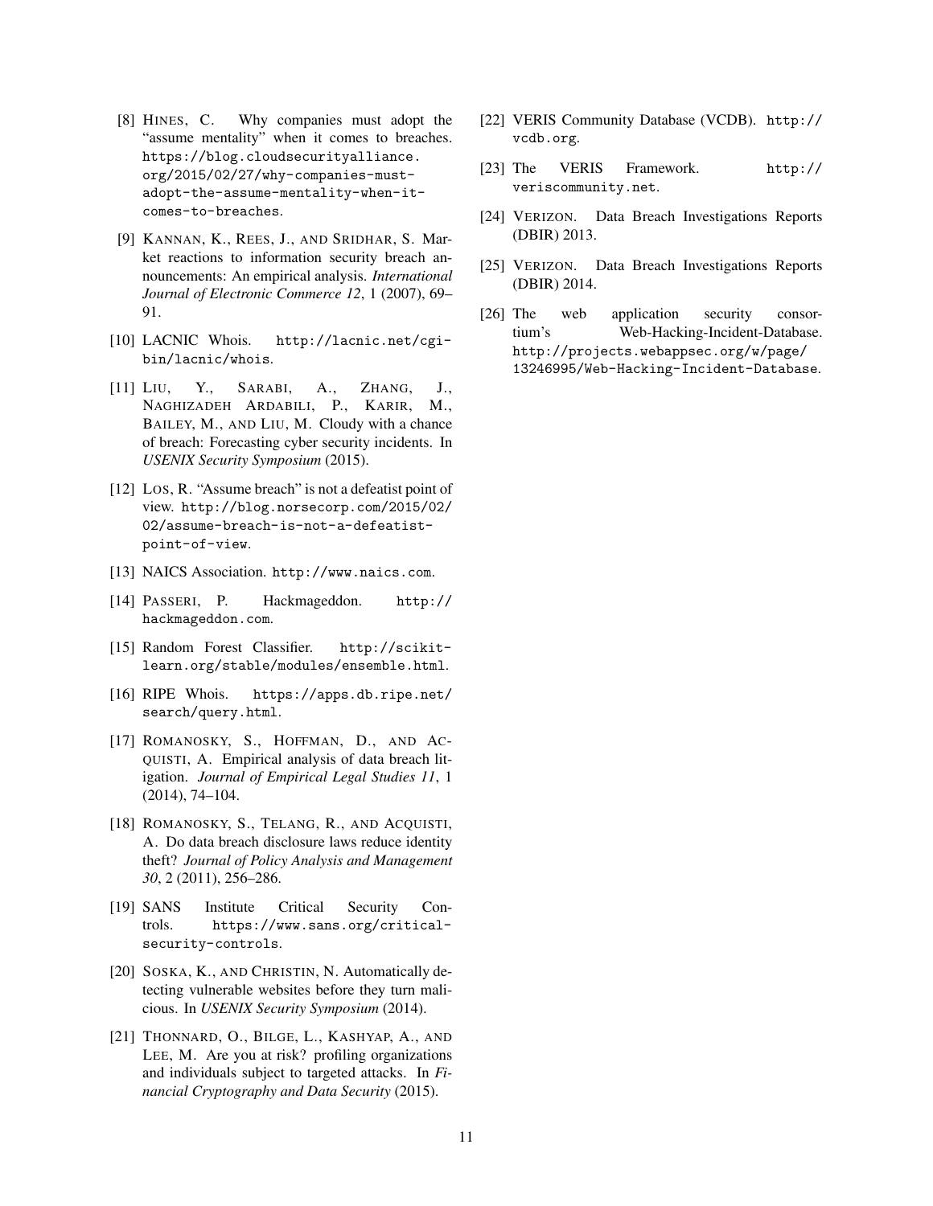[8] HINES, C. Why companies must adopt the "assume mentality" when it comes to breaches. https://blog.cloudsecurityalliance.org/2015/02/27/why-companies-must-adopt-the-assume-mentality-when-it-comes-to-breaches.

[9] KANNAN, K., REES, J., AND SRIDHAR, S. Market reactions to information security breach announcements: An empirical analysis. *International Journal of Electronic Commerce 12*, 1 (2007), 69–91.

[10] LACNIC Whois. http://lacnic.net/cgi-bin/lacnic/whois.

[11] LIU, Y., SARABI, A., ZHANG, J., NAGHIZADEH ARDABILI, P., KARIR, M., BAILEY, M., AND LIU, M. Cloudy with a chance of breach: Forecasting cyber security incidents. In *USENIX Security Symposium* (2015).

[12] LOS, R. "Assume breach" is not a defeatist point of view. http://blog.norsecorp.com/2015/02/02/assume-breach-is-not-a-defeatist-point-of-view.

[13] NAICS Association. http://www.naics.com.

[14] PASSERI, P. Hackmageddon. http://hackmageddon.com.

[15] Random Forest Classifier. http://scikit-learn.org/stable/modules/ensemble.html.

[16] RIPE Whois. https://apps.db.ripe.net/search/query.html.

[17] ROMANOSKY, S., HOFFMAN, D., AND ACQUISTI, A. Empirical analysis of data breach litigation. *Journal of Empirical Legal Studies 11*, 1 (2014), 74–104.

[18] ROMANOSKY, S., TELANG, R., AND ACQUISTI, A. Do data breach disclosure laws reduce identity theft? *Journal of Policy Analysis and Management 30*, 2 (2011), 256–286.

[19] SANS Institute Critical Security Controls. https://www.sans.org/critical-security-controls.

[20] SOSKA, K., AND CHRISTIN, N. Automatically detecting vulnerable websites before they turn malicious. In *USENIX Security Symposium* (2014).

[21] THONNARD, O., BILGE, L., KASHYAP, A., AND LEE, M. Are you at risk? profiling organizations and individuals subject to targeted attacks. In *Financial Cryptography and Data Security* (2015).

[22] VERIS Community Database (VCDB). http://vcdb.org.

[23] The VERIS Framework. http://veriscommunity.net.

[24] VERIZON. Data Breach Investigations Reports (DBIR) 2013.

[25] VERIZON. Data Breach Investigations Reports (DBIR) 2014.

[26] The web application security consortium's Web-Hacking-Incident-Database. http://projects.webappsec.org/w/page/13246995/Web-Hacking-Incident-Database.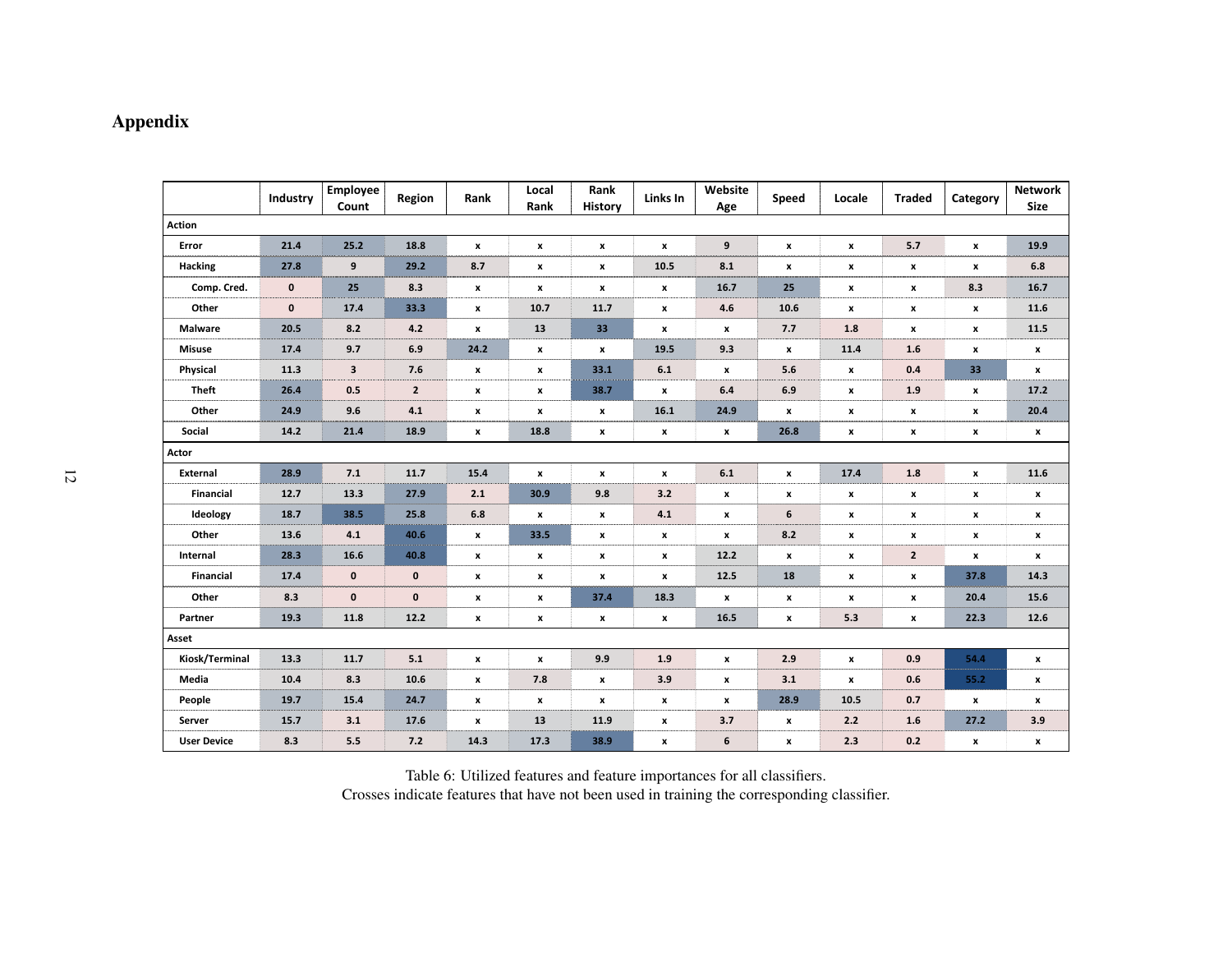# Appendix

| | Industry | Employee Count | Region | Rank | Local Rank | Rank History | Links In | Website Age | Speed | Locale | Traded | Category | Network Size |
|---|---|---|---|---|---|---|---|---|---|---|---|---|---|
| **Action** | | | | | | | | | | | | | |
| Error | 21.4 | 25.2 | 18.8 | x | x | x | x | 9 | x | x | 5.7 | x | 19.9 |
| Hacking | 27.8 | 9 | 29.2 | 8.7 | x | x | 10.5 | 8.1 | x | x | x | x | 6.8 |
| Comp. Cred. | 0 | 25 | 8.3 | x | x | x | x | 16.7 | 25 | x | x | 8.3 | 16.7 |
| Other | 0 | 17.4 | 33.3 | x | 10.7 | 11.7 | x | 4.6 | 10.6 | x | x | x | 11.6 |
| Malware | 20.5 | 8.2 | 4.2 | x | 13 | 33 | x | x | 7.7 | 1.8 | x | x | 11.5 |
| Misuse | 17.4 | 9.7 | 6.9 | 24.2 | x | x | 19.5 | 9.3 | x | 11.4 | 1.6 | x | x |
| Physical | 11.3 | 3 | 7.6 | x | x | 33.1 | 6.1 | x | 5.6 | x | 0.4 | 33 | x |
| Theft | 26.4 | 0.5 | 2 | x | x | 38.7 | x | 6.4 | 6.9 | x | 1.9 | x | 17.2 |
| Other | 24.9 | 9.6 | 4.1 | x | x | x | 16.1 | 24.9 | x | x | x | x | 20.4 |
| Social | 14.2 | 21.4 | 18.9 | x | 18.8 | x | x | x | 26.8 | x | x | x | x |
| **Actor** | | | | | | | | | | | | | |
| External | 28.9 | 7.1 | 11.7 | 15.4 | x | x | x | 6.1 | x | 17.4 | 1.8 | x | 11.6 |
| Financial | 12.7 | 13.3 | 27.9 | 2.1 | 30.9 | 9.8 | 3.2 | x | x | x | x | x | x |
| Ideology | 18.7 | 38.5 | 25.8 | 6.8 | x | x | 4.1 | x | 6 | x | x | x | x |
| Other | 13.6 | 4.1 | 40.6 | x | 33.5 | x | x | x | 8.2 | x | x | x | x |
| Internal | 28.3 | 16.6 | 40.8 | x | x | x | x | 12.2 | x | x | 2 | x | x |
| Financial | 17.4 | 0 | 0 | x | x | x | x | 12.5 | 18 | x | x | 37.8 | 14.3 |
| Other | 8.3 | 0 | 0 | x | x | 37.4 | 18.3 | x | x | x | x | 20.4 | 15.6 |
| Partner | 19.3 | 11.8 | 12.2 | x | x | x | x | 16.5 | x | 5.3 | x | 22.3 | 12.6 |
| **Asset** | | | | | | | | | | | | | |
| Kiosk/Terminal | 13.3 | 11.7 | 5.1 | x | x | 9.9 | 1.9 | x | 2.9 | x | 0.9 | 54.4 | x |
| Media | 10.4 | 8.3 | 10.6 | x | 7.8 | x | 3.9 | x | 3.1 | x | 0.6 | 55.2 | x |
| People | 19.7 | 15.4 | 24.7 | x | x | x | x | x | 28.9 | 10.5 | 0.7 | x | x |
| Server | 15.7 | 3.1 | 17.6 | x | 13 | 11.9 | x | 3.7 | x | 2.2 | 1.6 | 27.2 | 3.9 |
| User Device | 8.3 | 5.5 | 7.2 | 14.3 | 17.3 | 38.9 | x | 6 | x | 2.3 | 0.2 | x | x |

Table 6: Utilized features and feature importances for all classifiers.
Crosses indicate features that have not been used in training the corresponding classifier.